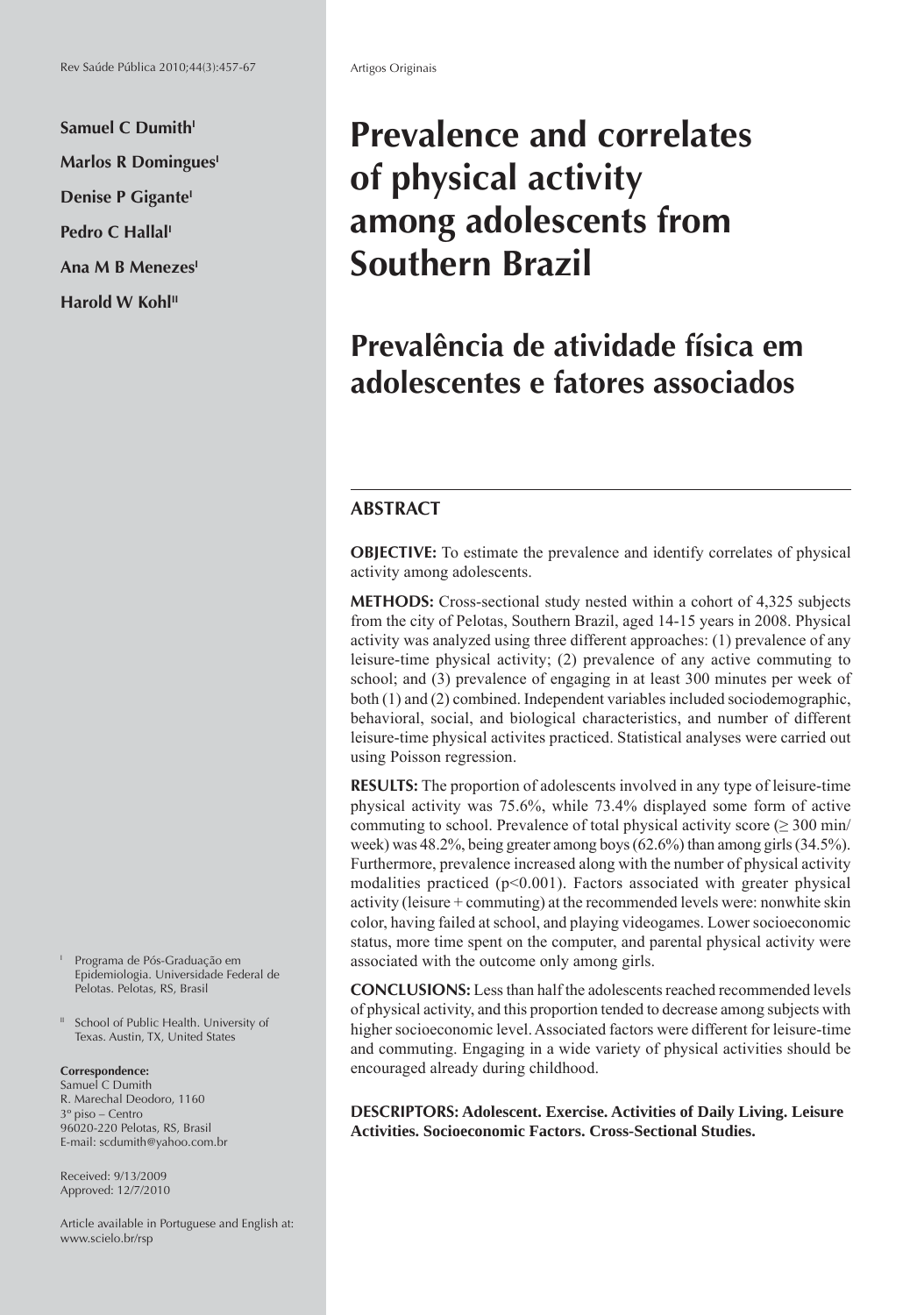Samuel C Dumith[I]

Marlos R Domingues[I]

Denise P Gigante[I]

Pedro C Hallal[I]

Ana M B Menezes[I]

Harold W Kohl[II]

# Prevalence and correlates of physical activity among adolescents from Southern Brazil

# Prevalência de atividade física em adolescentes e fatores associados

## ABSTRACT

**OBJECTIVE:** To estimate the prevalence and identify correlates of physical activity among adolescents.

**METHODS:** Cross-sectional study nested within a cohort of 4,325 subjects from the city of Pelotas, Southern Brazil, aged 14-15 years in 2008. Physical activity was analyzed using three different approaches: (1) prevalence of any leisure-time physical activity; (2) prevalence of any active commuting to school; and (3) prevalence of engaging in at least 300 minutes per week of both (1) and (2) combined. Independent variables included sociodemographic, behavioral, social, and biological characteristics, and number of different leisure-time physical activites practiced. Statistical analyses were carried out using Poisson regression.

**RESULTS:** The proportion of adolescents involved in any type of leisure-time physical activity was 75.6%, while 73.4% displayed some form of active commuting to school. Prevalence of total physical activity score ($\geq$ 300 min/week) was 48.2%, being greater among boys (62.6%) than among girls (34.5%). Furthermore, prevalence increased along with the number of physical activity modalities practiced ($p<0.001$). Factors associated with greater physical activity (leisure + commuting) at the recommended levels were: nonwhite skin color, having failed at school, and playing videogames. Lower socioeconomic status, more time spent on the computer, and parental physical activity were associated with the outcome only among girls.

**CONCLUSIONS:** Less than half the adolescents reached recommended levels of physical activity, and this proportion tended to decrease among subjects with higher socioeconomic level. Associated factors were different for leisure-time and commuting. Engaging in a wide variety of physical activities should be encouraged already during childhood.

**DESCRIPTORS: Adolescent. Exercise. Activities of Daily Living. Leisure Activities. Socioeconomic Factors. Cross-Sectional Studies.**

[I] Programa de Pós-Graduação em Epidemiologia. Universidade Federal de Pelotas. Pelotas, RS, Brasil

[II] School of Public Health. University of Texas. Austin, TX, United States

**Correspondence:**
Samuel C Dumith
R. Marechal Deodoro, 1160
3º piso – Centro
96020-220 Pelotas, RS, Brasil
E-mail: scdumith@yahoo.com.br

Received: 9/13/2009
Approved: 12/7/2010

Article available in Portuguese and English at: www.scielo.br/rsp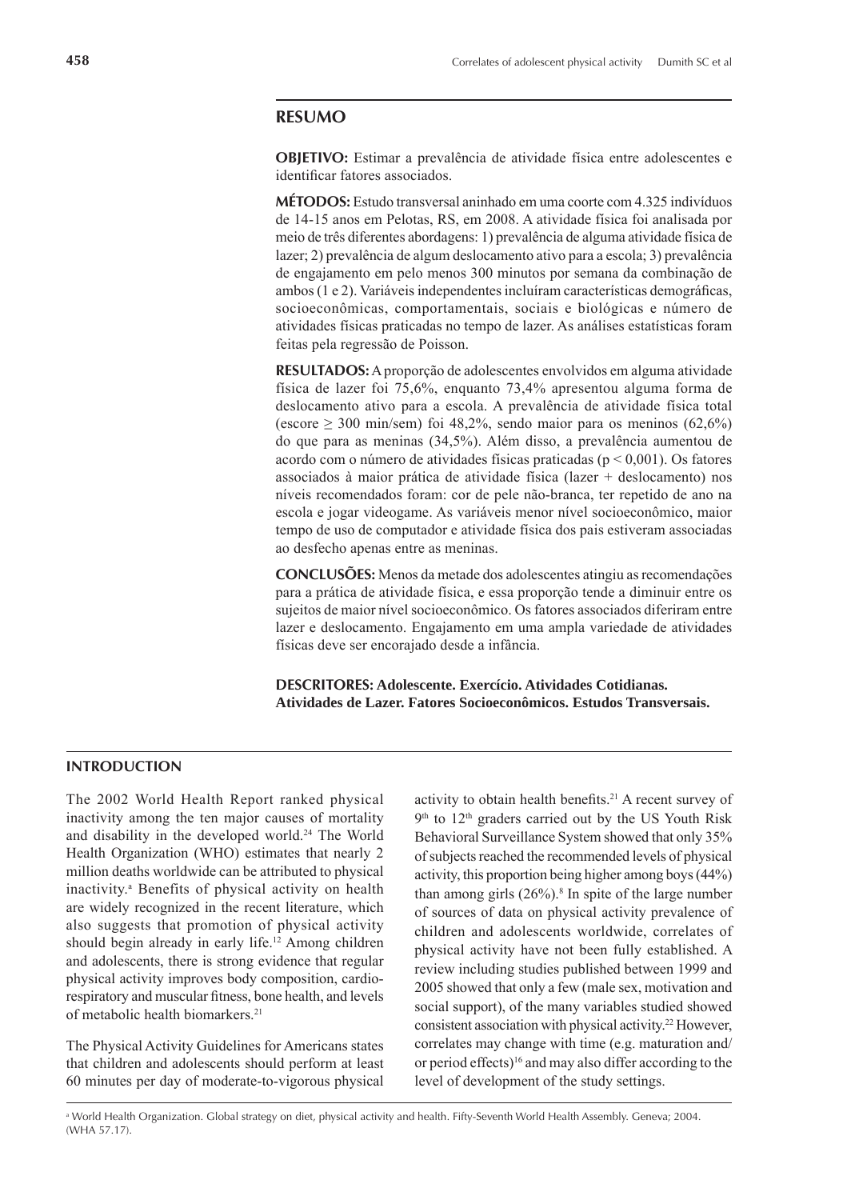## RESUMO

**OBJETIVO:** Estimar a prevalência de atividade física entre adolescentes e identificar fatores associados.

**MÉTODOS:** Estudo transversal aninhado em uma coorte com 4.325 indivíduos de 14-15 anos em Pelotas, RS, em 2008. A atividade física foi analisada por meio de três diferentes abordagens: 1) prevalência de alguma atividade física de lazer; 2) prevalência de algum deslocamento ativo para a escola; 3) prevalência de engajamento em pelo menos 300 minutos por semana da combinação de ambos (1 e 2). Variáveis independentes incluíram características demográficas, socioeconômicas, comportamentais, sociais e biológicas e número de atividades físicas praticadas no tempo de lazer. As análises estatísticas foram feitas pela regressão de Poisson.

**RESULTADOS:** A proporção de adolescentes envolvidos em alguma atividade física de lazer foi 75,6%, enquanto 73,4% apresentou alguma forma de deslocamento ativo para a escola. A prevalência de atividade física total (escore $\geq$ 300 min/sem) foi 48,2%, sendo maior para os meninos (62,6%) do que para as meninas (34,5%). Além disso, a prevalência aumentou de acordo com o número de atividades físicas praticadas ($p < 0{,}001$). Os fatores associados à maior prática de atividade física (lazer + deslocamento) nos níveis recomendados foram: cor de pele não-branca, ter repetido de ano na escola e jogar videogame. As variáveis menor nível socioeconômico, maior tempo de uso de computador e atividade física dos pais estiveram associadas ao desfecho apenas entre as meninas.

**CONCLUSÕES:** Menos da metade dos adolescentes atingiu as recomendações para a prática de atividade física, e essa proporção tende a diminuir entre os sujeitos de maior nível socioeconômico. Os fatores associados diferiram entre lazer e deslocamento. Engajamento em uma ampla variedade de atividades físicas deve ser encorajado desde a infância.

**DESCRITORES: Adolescente. Exercício. Atividades Cotidianas. Atividades de Lazer. Fatores Socioeconômicos. Estudos Transversais.**

## INTRODUCTION

The 2002 World Health Report ranked physical inactivity among the ten major causes of mortality and disability in the developed world.[24] The World Health Organization (WHO) estimates that nearly 2 million deaths worldwide can be attributed to physical inactivity.[a] Benefits of physical activity on health are widely recognized in the recent literature, which also suggests that promotion of physical activity should begin already in early life.[12] Among children and adolescents, there is strong evidence that regular physical activity improves body composition, cardio-respiratory and muscular fitness, bone health, and levels of metabolic health biomarkers.[21]

The Physical Activity Guidelines for Americans states that children and adolescents should perform at least 60 minutes per day of moderate-to-vigorous physical activity to obtain health benefits.[21] A recent survey of 9th to 12th graders carried out by the US Youth Risk Behavioral Surveillance System showed that only 35% of subjects reached the recommended levels of physical activity, this proportion being higher among boys (44%) than among girls (26%).[8] In spite of the large number of sources of data on physical activity prevalence of children and adolescents worldwide, correlates of physical activity have not been fully established. A review including studies published between 1999 and 2005 showed that only a few (male sex, motivation and social support), of the many variables studied showed consistent association with physical activity.[22] However, correlates may change with time (e.g. maturation and/or period effects)[16] and may also differ according to the level of development of the study settings.

[a] World Health Organization. Global strategy on diet, physical activity and health. Fifty-Seventh World Health Assembly. Geneva; 2004. (WHA 57.17).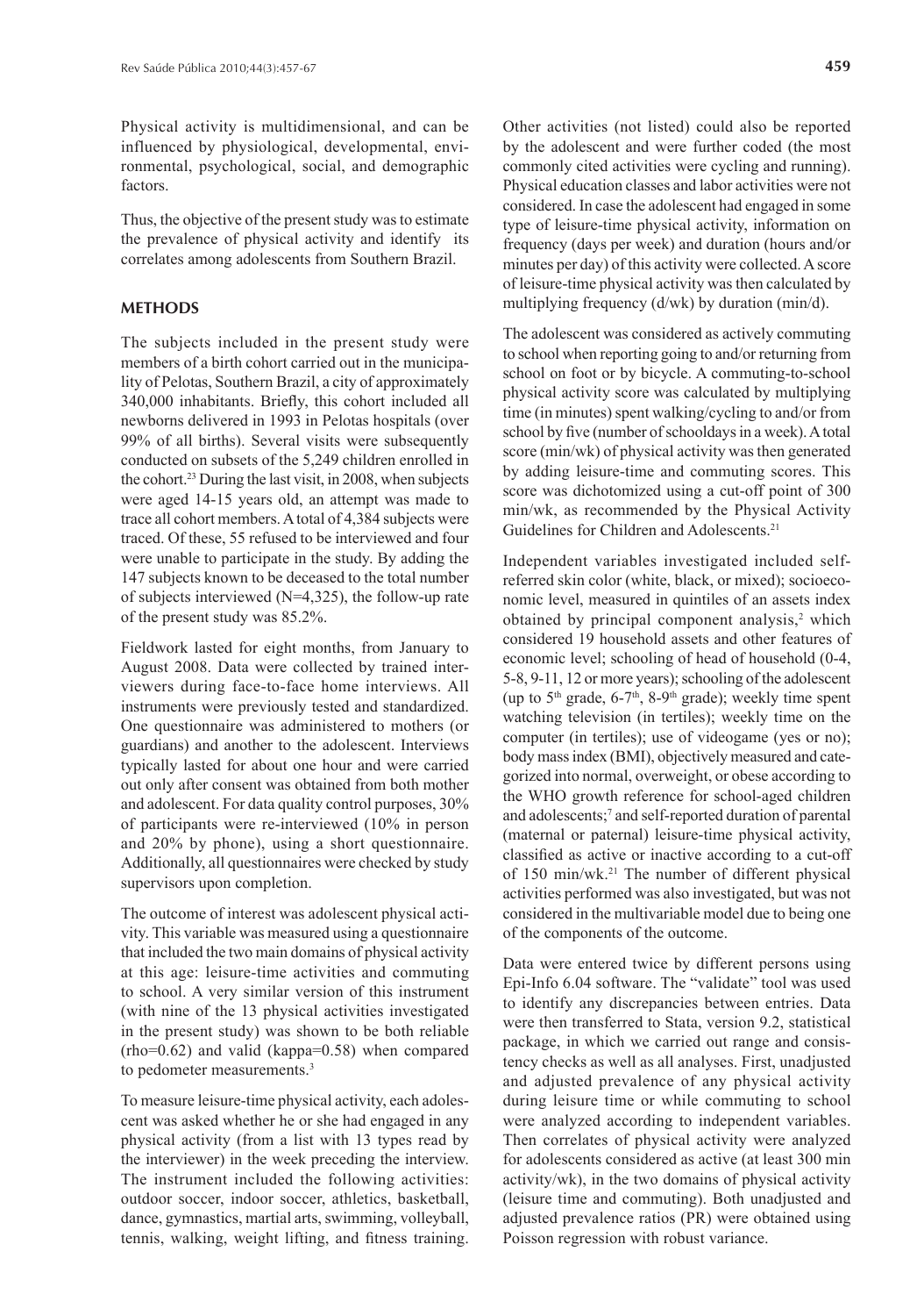Physical activity is multidimensional, and can be influenced by physiological, developmental, environmental, psychological, social, and demographic factors.

Thus, the objective of the present study was to estimate the prevalence of physical activity and identify its correlates among adolescents from Southern Brazil.

## METHODS

The subjects included in the present study were members of a birth cohort carried out in the municipality of Pelotas, Southern Brazil, a city of approximately 340,000 inhabitants. Briefly, this cohort included all newborns delivered in 1993 in Pelotas hospitals (over 99% of all births). Several visits were subsequently conducted on subsets of the 5,249 children enrolled in the cohort.[23] During the last visit, in 2008, when subjects were aged 14-15 years old, an attempt was made to trace all cohort members. A total of 4,384 subjects were traced. Of these, 55 refused to be interviewed and four were unable to participate in the study. By adding the 147 subjects known to be deceased to the total number of subjects interviewed (N=4,325), the follow-up rate of the present study was 85.2%.

Fieldwork lasted for eight months, from January to August 2008. Data were collected by trained interviewers during face-to-face home interviews. All instruments were previously tested and standardized. One questionnaire was administered to mothers (or guardians) and another to the adolescent. Interviews typically lasted for about one hour and were carried out only after consent was obtained from both mother and adolescent. For data quality control purposes, 30% of participants were re-interviewed (10% in person and 20% by phone), using a short questionnaire. Additionally, all questionnaires were checked by study supervisors upon completion.

The outcome of interest was adolescent physical activity. This variable was measured using a questionnaire that included the two main domains of physical activity at this age: leisure-time activities and commuting to school. A very similar version of this instrument (with nine of the 13 physical activities investigated in the present study) was shown to be both reliable (rho=0.62) and valid (kappa=0.58) when compared to pedometer measurements.[3]

To measure leisure-time physical activity, each adolescent was asked whether he or she had engaged in any physical activity (from a list with 13 types read by the interviewer) in the week preceding the interview. The instrument included the following activities: outdoor soccer, indoor soccer, athletics, basketball, dance, gymnastics, martial arts, swimming, volleyball, tennis, walking, weight lifting, and fitness training. Other activities (not listed) could also be reported by the adolescent and were further coded (the most commonly cited activities were cycling and running). Physical education classes and labor activities were not considered. In case the adolescent had engaged in some type of leisure-time physical activity, information on frequency (days per week) and duration (hours and/or minutes per day) of this activity were collected. A score of leisure-time physical activity was then calculated by multiplying frequency (d/wk) by duration (min/d).

The adolescent was considered as actively commuting to school when reporting going to and/or returning from school on foot or by bicycle. A commuting-to-school physical activity score was calculated by multiplying time (in minutes) spent walking/cycling to and/or from school by five (number of schooldays in a week). A total score (min/wk) of physical activity was then generated by adding leisure-time and commuting scores. This score was dichotomized using a cut-off point of 300 min/wk, as recommended by the Physical Activity Guidelines for Children and Adolescents.[21]

Independent variables investigated included self-referred skin color (white, black, or mixed); socioeconomic level, measured in quintiles of an assets index obtained by principal component analysis,[2] which considered 19 household assets and other features of economic level; schooling of head of household (0-4, 5-8, 9-11, 12 or more years); schooling of the adolescent (up to 5th grade, 6-7th, 8-9th grade); weekly time spent watching television (in tertiles); weekly time on the computer (in tertiles); use of videogame (yes or no); body mass index (BMI), objectively measured and categorized into normal, overweight, or obese according to the WHO growth reference for school-aged children and adolescents;[7] and self-reported duration of parental (maternal or paternal) leisure-time physical activity, classified as active or inactive according to a cut-off of 150 min/wk.[21] The number of different physical activities performed was also investigated, but was not considered in the multivariable model due to being one of the components of the outcome.

Data were entered twice by different persons using Epi-Info 6.04 software. The "validate" tool was used to identify any discrepancies between entries. Data were then transferred to Stata, version 9.2, statistical package, in which we carried out range and consistency checks as well as all analyses. First, unadjusted and adjusted prevalence of any physical activity during leisure time or while commuting to school were analyzed according to independent variables. Then correlates of physical activity were analyzed for adolescents considered as active (at least 300 min activity/wk), in the two domains of physical activity (leisure time and commuting). Both unadjusted and adjusted prevalence ratios (PR) were obtained using Poisson regression with robust variance.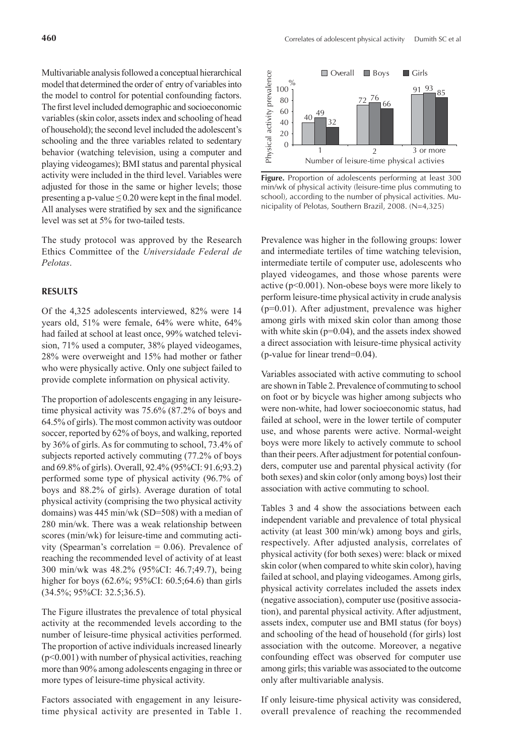Multivariable analysis followed a conceptual hierarchical model that determined the order of entry of variables into the model to control for potential confounding factors. The first level included demographic and socioeconomic variables (skin color, assets index and schooling of head of household); the second level included the adolescent's schooling and the three variables related to sedentary behavior (watching television, using a computer and playing videogames); BMI status and parental physical activity were included in the third level. Variables were adjusted for those in the same or higher levels; those presenting a p-value ≤ 0.20 were kept in the final model. All analyses were stratified by sex and the significance level was set at 5% for two-tailed tests.

The study protocol was approved by the Research Ethics Committee of the *Universidade Federal de Pelotas*.

## RESULTS

Of the 4,325 adolescents interviewed, 82% were 14 years old, 51% were female, 64% were white, 64% had failed at school at least once, 99% watched television, 71% used a computer, 38% played videogames, 28% were overweight and 15% had mother or father who were physically active. Only one subject failed to provide complete information on physical activity.

The proportion of adolescents engaging in any leisure-time physical activity was 75.6% (87.2% of boys and 64.5% of girls). The most common activity was outdoor soccer, reported by 62% of boys, and walking, reported by 36% of girls. As for commuting to school, 73.4% of subjects reported actively commuting (77.2% of boys and 69.8% of girls). Overall, 92.4% (95%CI: 91.6;93.2) performed some type of physical activity (96.7% of boys and 88.2% of girls). Average duration of total physical activity (comprising the two physical activity domains) was 445 min/wk (SD=508) with a median of 280 min/wk. There was a weak relationship between scores (min/wk) for leisure-time and commuting activity (Spearman's correlation = 0.06). Prevalence of reaching the recommended level of activity of at least 300 min/wk was 48.2% (95%CI: 46.7;49.7), being higher for boys (62.6%; 95%CI: 60.5;64.6) than girls (34.5%; 95%CI: 32.5;36.5).

The Figure illustrates the prevalence of total physical activity at the recommended levels according to the number of leisure-time physical activities performed. The proportion of active individuals increased linearly ($p<0.001$) with number of physical activities, reaching more than 90% among adolescents engaging in three or more types of leisure-time physical activity.

Factors associated with engagement in any leisure-time physical activity are presented in Table 1.

| Number of leisure-time physical activies | Overall (%) | Boys (%) | Girls (%) |
|---|---|---|---|
| 1 | 40 | 49 | 32 |
| 2 | 72 | 76 | 66 |
| 3 or more | 91 | 93 | 85 |

**Figure.** Proportion of adolescents performing at least 300 min/wk of physical activity (leisure-time plus commuting to school), according to the number of physical activities. Municipality of Pelotas, Southern Brazil, 2008. (N=4,325)

Prevalence was higher in the following groups: lower and intermediate tertiles of time watching television, intermediate tertile of computer use, adolescents who played videogames, and those whose parents were active ($p<0.001$). Non-obese boys were more likely to perform leisure-time physical activity in crude analysis ($p=0.01$). After adjustment, prevalence was higher among girls with mixed skin color than among those with white skin ($p=0.04$), and the assets index showed a direct association with leisure-time physical activity (p-value for linear trend=0.04).

Variables associated with active commuting to school are shown in Table 2. Prevalence of commuting to school on foot or by bicycle was higher among subjects who were non-white, had lower socioeconomic status, had failed at school, were in the lower tertile of computer use, and whose parents were active. Normal-weight boys were more likely to actively commute to school than their peers. After adjustment for potential confounders, computer use and parental physical activity (for both sexes) and skin color (only among boys) lost their association with active commuting to school.

Tables 3 and 4 show the associations between each independent variable and prevalence of total physical activity (at least 300 min/wk) among boys and girls, respectively. After adjusted analysis, correlates of physical activity (for both sexes) were: black or mixed skin color (when compared to white skin color), having failed at school, and playing videogames. Among girls, physical activity correlates included the assets index (negative association), computer use (positive association), and parental physical activity. After adjustment, assets index, computer use and BMI status (for boys) and schooling of the head of household (for girls) lost association with the outcome. Moreover, a negative confounding effect was observed for computer use among girls; this variable was associated to the outcome only after multivariable analysis.

If only leisure-time physical activity was considered, overall prevalence of reaching the recommended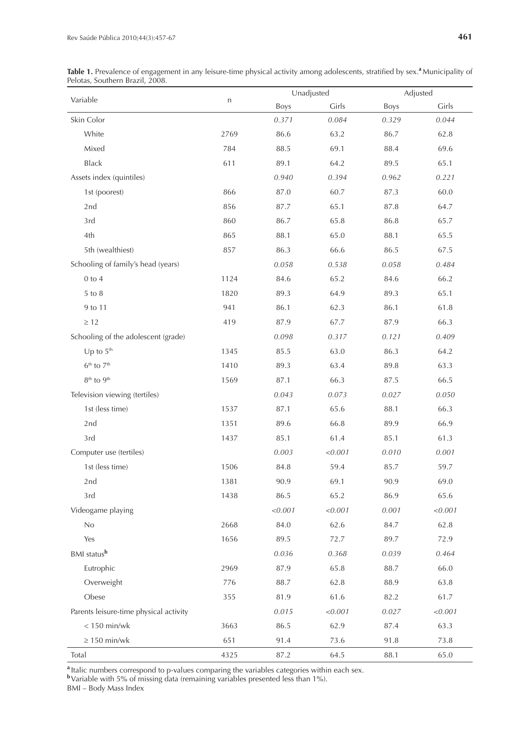**Table 1.** Prevalence of engagement in any leisure-time physical activity among adolescents, stratified by sex.[a] Municipality of Pelotas, Southern Brazil, 2008.

| Variable | n | Unadjusted | | Adjusted | |
|---|---|---|---|---|---|
| | | Boys | Girls | Boys | Girls |
| Skin Color | | *0.371* | *0.084* | *0.329* | *0.044* |
| White | 2769 | 86.6 | 63.2 | 86.7 | 62.8 |
| Mixed | 784 | 88.5 | 69.1 | 88.4 | 69.6 |
| Black | 611 | 89.1 | 64.2 | 89.5 | 65.1 |
| Assets index (quintiles) | | *0.940* | *0.394* | *0.962* | *0.221* |
| 1st (poorest) | 866 | 87.0 | 60.7 | 87.3 | 60.0 |
| 2nd | 856 | 87.7 | 65.1 | 87.8 | 64.7 |
| 3rd | 860 | 86.7 | 65.8 | 86.8 | 65.7 |
| 4th | 865 | 88.1 | 65.0 | 88.1 | 65.5 |
| 5th (wealthiest) | 857 | 86.3 | 66.6 | 86.5 | 67.5 |
| Schooling of family's head (years) | | *0.058* | *0.538* | *0.058* | *0.484* |
| 0 to 4 | 1124 | 84.6 | 65.2 | 84.6 | 66.2 |
| 5 to 8 | 1820 | 89.3 | 64.9 | 89.3 | 65.1 |
| 9 to 11 | 941 | 86.1 | 62.3 | 86.1 | 61.8 |
| ≥ 12 | 419 | 87.9 | 67.7 | 87.9 | 66.3 |
| Schooling of the adolescent (grade) | | *0.098* | *0.317* | *0.121* | *0.409* |
| Up to 5th | 1345 | 85.5 | 63.0 | 86.3 | 64.2 |
| 6th to 7th | 1410 | 89.3 | 63.4 | 89.8 | 63.3 |
| 8th to 9th | 1569 | 87.1 | 66.3 | 87.5 | 66.5 |
| Television viewing (tertiles) | | *0.043* | *0.073* | *0.027* | *0.050* |
| 1st (less time) | 1537 | 87.1 | 65.6 | 88.1 | 66.3 |
| 2nd | 1351 | 89.6 | 66.8 | 89.9 | 66.9 |
| 3rd | 1437 | 85.1 | 61.4 | 85.1 | 61.3 |
| Computer use (tertiles) | | *0.003* | *<0.001* | *0.010* | *0.001* |
| 1st (less time) | 1506 | 84.8 | 59.4 | 85.7 | 59.7 |
| 2nd | 1381 | 90.9 | 69.1 | 90.9 | 69.0 |
| 3rd | 1438 | 86.5 | 65.2 | 86.9 | 65.6 |
| Videogame playing | | *<0.001* | *<0.001* | *0.001* | *<0.001* |
| No | 2668 | 84.0 | 62.6 | 84.7 | 62.8 |
| Yes | 1656 | 89.5 | 72.7 | 89.7 | 72.9 |
| BMI status[b] | | *0.036* | *0.368* | *0.039* | *0.464* |
| Eutrophic | 2969 | 87.9 | 65.8 | 88.7 | 66.0 |
| Overweight | 776 | 88.7 | 62.8 | 88.9 | 63.8 |
| Obese | 355 | 81.9 | 61.6 | 82.2 | 61.7 |
| Parents leisure-time physical activity | | *0.015* | *<0.001* | *0.027* | *<0.001* |
| < 150 min/wk | 3663 | 86.5 | 62.9 | 87.4 | 63.3 |
| ≥ 150 min/wk | 651 | 91.4 | 73.6 | 91.8 | 73.8 |
| Total | 4325 | 87.2 | 64.5 | 88.1 | 65.0 |

[a] Italic numbers correspond to p-values comparing the variables categories within each sex.
[b] Variable with 5% of missing data (remaining variables presented less than 1%).
BMI – Body Mass Index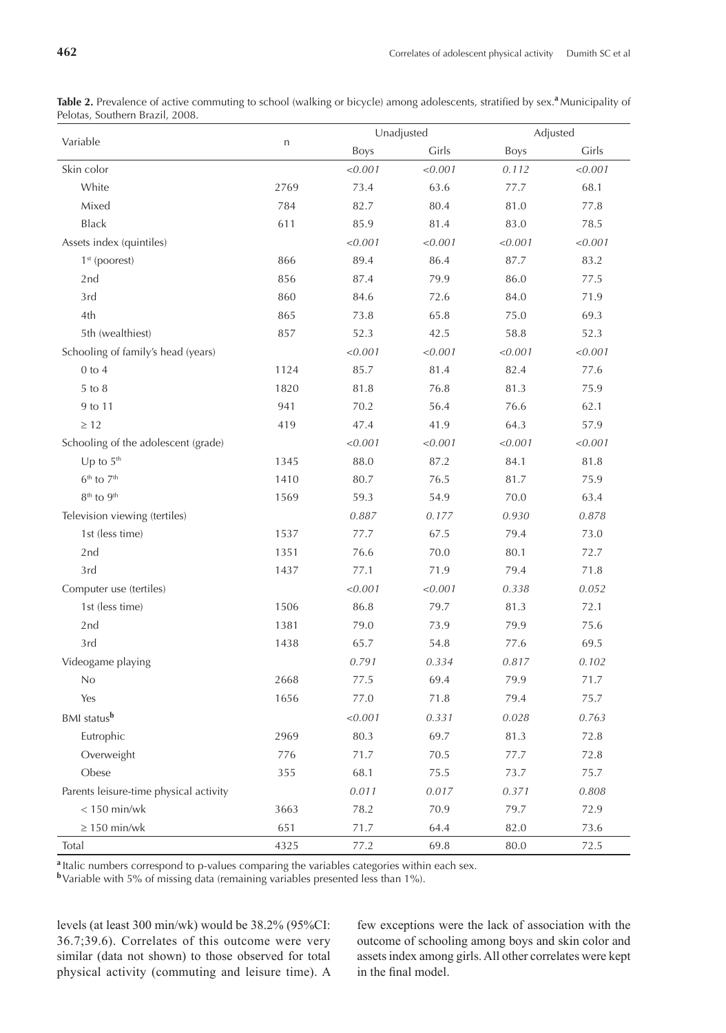**Table 2.** Prevalence of active commuting to school (walking or bicycle) among adolescents, stratified by sex.[a] Municipality of Pelotas, Southern Brazil, 2008.

| Variable | n | Unadjusted | | Adjusted | |
|---|---|---|---|---|---|
| | | Boys | Girls | Boys | Girls |
| Skin color | | *<0.001* | *<0.001* | *0.112* | *<0.001* |
| White | 2769 | 73.4 | 63.6 | 77.7 | 68.1 |
| Mixed | 784 | 82.7 | 80.4 | 81.0 | 77.8 |
| Black | 611 | 85.9 | 81.4 | 83.0 | 78.5 |
| Assets index (quintiles) | | *<0.001* | *<0.001* | *<0.001* | *<0.001* |
| 1st (poorest) | 866 | 89.4 | 86.4 | 87.7 | 83.2 |
| 2nd | 856 | 87.4 | 79.9 | 86.0 | 77.5 |
| 3rd | 860 | 84.6 | 72.6 | 84.0 | 71.9 |
| 4th | 865 | 73.8 | 65.8 | 75.0 | 69.3 |
| 5th (wealthiest) | 857 | 52.3 | 42.5 | 58.8 | 52.3 |
| Schooling of family's head (years) | | *<0.001* | *<0.001* | *<0.001* | *<0.001* |
| 0 to 4 | 1124 | 85.7 | 81.4 | 82.4 | 77.6 |
| 5 to 8 | 1820 | 81.8 | 76.8 | 81.3 | 75.9 |
| 9 to 11 | 941 | 70.2 | 56.4 | 76.6 | 62.1 |
| ≥ 12 | 419 | 47.4 | 41.9 | 64.3 | 57.9 |
| Schooling of the adolescent (grade) | | *<0.001* | *<0.001* | *<0.001* | *<0.001* |
| Up to 5th | 1345 | 88.0 | 87.2 | 84.1 | 81.8 |
| 6th to 7th | 1410 | 80.7 | 76.5 | 81.7 | 75.9 |
| 8th to 9th | 1569 | 59.3 | 54.9 | 70.0 | 63.4 |
| Television viewing (tertiles) | | *0.887* | *0.177* | *0.930* | *0.878* |
| 1st (less time) | 1537 | 77.7 | 67.5 | 79.4 | 73.0 |
| 2nd | 1351 | 76.6 | 70.0 | 80.1 | 72.7 |
| 3rd | 1437 | 77.1 | 71.9 | 79.4 | 71.8 |
| Computer use (tertiles) | | *<0.001* | *<0.001* | *0.338* | *0.052* |
| 1st (less time) | 1506 | 86.8 | 79.7 | 81.3 | 72.1 |
| 2nd | 1381 | 79.0 | 73.9 | 79.9 | 75.6 |
| 3rd | 1438 | 65.7 | 54.8 | 77.6 | 69.5 |
| Videogame playing | | *0.791* | *0.334* | *0.817* | *0.102* |
| No | 2668 | 77.5 | 69.4 | 79.9 | 71.7 |
| Yes | 1656 | 77.0 | 71.8 | 79.4 | 75.7 |
| BMI status[b] | | *<0.001* | *0.331* | *0.028* | *0.763* |
| Eutrophic | 2969 | 80.3 | 69.7 | 81.3 | 72.8 |
| Overweight | 776 | 71.7 | 70.5 | 77.7 | 72.8 |
| Obese | 355 | 68.1 | 75.5 | 73.7 | 75.7 |
| Parents leisure-time physical activity | | *0.011* | *0.017* | *0.371* | *0.808* |
| < 150 min/wk | 3663 | 78.2 | 70.9 | 79.7 | 72.9 |
| ≥ 150 min/wk | 651 | 71.7 | 64.4 | 82.0 | 73.6 |
| Total | 4325 | 77.2 | 69.8 | 80.0 | 72.5 |

[a] Italic numbers correspond to p-values comparing the variables categories within each sex.
[b] Variable with 5% of missing data (remaining variables presented less than 1%).

levels (at least 300 min/wk) would be 38.2% (95%CI: 36.7;39.6). Correlates of this outcome were very similar (data not shown) to those observed for total physical activity (commuting and leisure time). A few exceptions were the lack of association with the outcome of schooling among boys and skin color and assets index among girls. All other correlates were kept in the final model.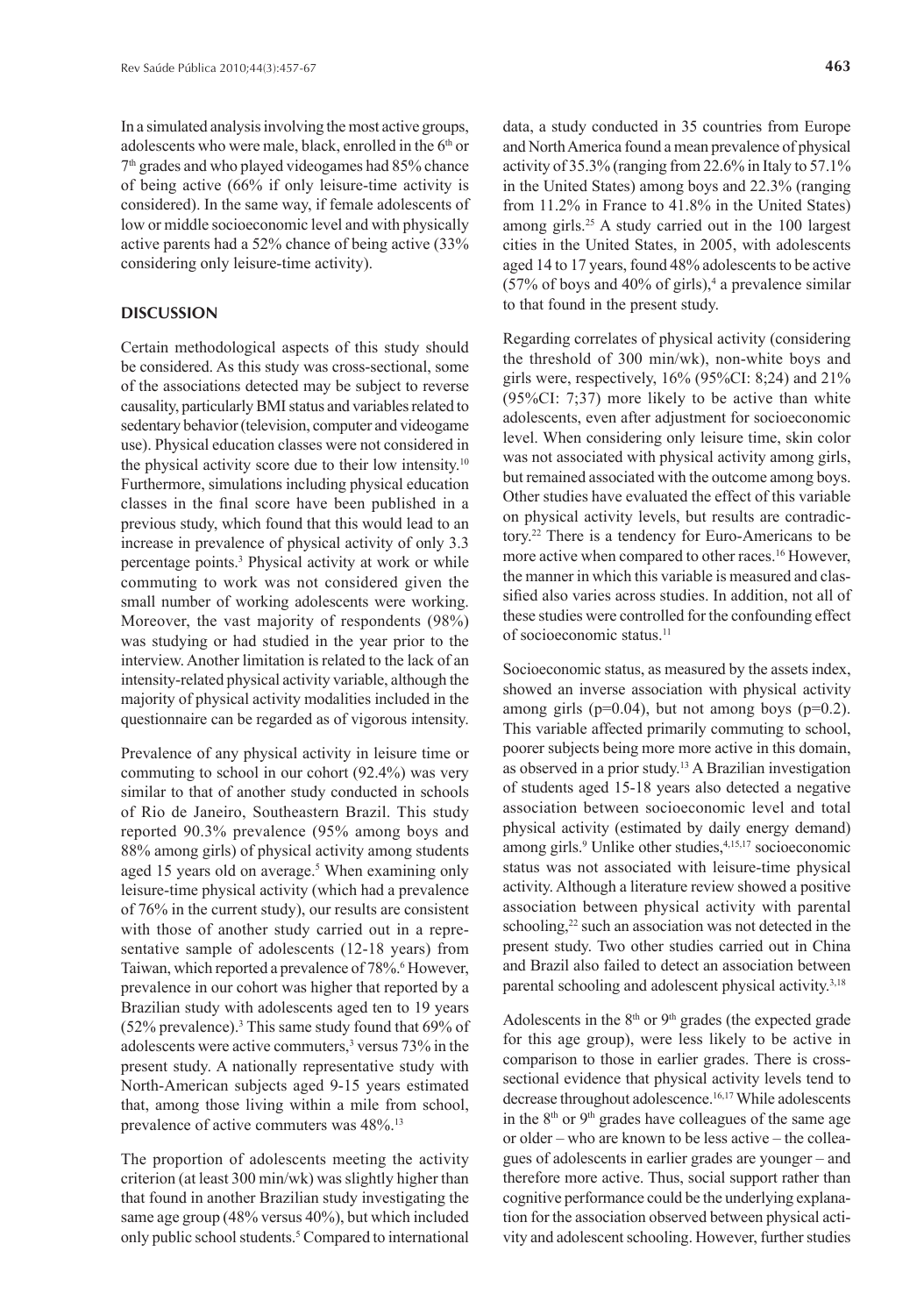In a simulated analysis involving the most active groups, adolescents who were male, black, enrolled in the 6th or 7th grades and who played videogames had 85% chance of being active (66% if only leisure-time activity is considered). In the same way, if female adolescents of low or middle socioeconomic level and with physically active parents had a 52% chance of being active (33% considering only leisure-time activity).

## DISCUSSION

Certain methodological aspects of this study should be considered. As this study was cross-sectional, some of the associations detected may be subject to reverse causality, particularly BMI status and variables related to sedentary behavior (television, computer and videogame use). Physical education classes were not considered in the physical activity score due to their low intensity.[10] Furthermore, simulations including physical education classes in the final score have been published in a previous study, which found that this would lead to an increase in prevalence of physical activity of only 3.3 percentage points.[3] Physical activity at work or while commuting to work was not considered given the small number of working adolescents were working. Moreover, the vast majority of respondents (98%) was studying or had studied in the year prior to the interview. Another limitation is related to the lack of an intensity-related physical activity variable, although the majority of physical activity modalities included in the questionnaire can be regarded as of vigorous intensity.

Prevalence of any physical activity in leisure time or commuting to school in our cohort (92.4%) was very similar to that of another study conducted in schools of Rio de Janeiro, Southeastern Brazil. This study reported 90.3% prevalence (95% among boys and 88% among girls) of physical activity among students aged 15 years old on average.[5] When examining only leisure-time physical activity (which had a prevalence of 76% in the current study), our results are consistent with those of another study carried out in a representative sample of adolescents (12-18 years) from Taiwan, which reported a prevalence of 78%.[6] However, prevalence in our cohort was higher that reported by a Brazilian study with adolescents aged ten to 19 years (52% prevalence).[3] This same study found that 69% of adolescents were active commuters,[3] versus 73% in the present study. A nationally representative study with North-American subjects aged 9-15 years estimated that, among those living within a mile from school, prevalence of active commuters was 48%.[13]

The proportion of adolescents meeting the activity criterion (at least 300 min/wk) was slightly higher than that found in another Brazilian study investigating the same age group (48% versus 40%), but which included only public school students.[5] Compared to international data, a study conducted in 35 countries from Europe and North America found a mean prevalence of physical activity of 35.3% (ranging from 22.6% in Italy to 57.1% in the United States) among boys and 22.3% (ranging from 11.2% in France to 41.8% in the United States) among girls.[25] A study carried out in the 100 largest cities in the United States, in 2005, with adolescents aged 14 to 17 years, found 48% adolescents to be active (57% of boys and 40% of girls),[4] a prevalence similar to that found in the present study.

Regarding correlates of physical activity (considering the threshold of 300 min/wk), non-white boys and girls were, respectively, 16% (95%CI: 8;24) and 21% (95%CI: 7;37) more likely to be active than white adolescents, even after adjustment for socioeconomic level. When considering only leisure time, skin color was not associated with physical activity among girls, but remained associated with the outcome among boys. Other studies have evaluated the effect of this variable on physical activity levels, but results are contradictory.[22] There is a tendency for Euro-Americans to be more active when compared to other races.[16] However, the manner in which this variable is measured and classified also varies across studies. In addition, not all of these studies were controlled for the confounding effect of socioeconomic status.[11]

Socioeconomic status, as measured by the assets index, showed an inverse association with physical activity among girls ($p=0.04$), but not among boys ($p=0.2$). This variable affected primarily commuting to school, poorer subjects being more more active in this domain, as observed in a prior study.[13] A Brazilian investigation of students aged 15-18 years also detected a negative association between socioeconomic level and total physical activity (estimated by daily energy demand) among girls.[9] Unlike other studies,[4,15,17] socioeconomic status was not associated with leisure-time physical activity. Although a literature review showed a positive association between physical activity with parental schooling,[22] such an association was not detected in the present study. Two other studies carried out in China and Brazil also failed to detect an association between parental schooling and adolescent physical activity.[3,18]

Adolescents in the 8th or 9th grades (the expected grade for this age group), were less likely to be active in comparison to those in earlier grades. There is cross-sectional evidence that physical activity levels tend to decrease throughout adolescence.[16,17] While adolescents in the 8th or 9th grades have colleagues of the same age or older – who are known to be less active – the colleagues of adolescents in earlier grades are younger – and therefore more active. Thus, social support rather than cognitive performance could be the underlying explanation for the association observed between physical activity and adolescent schooling. However, further studies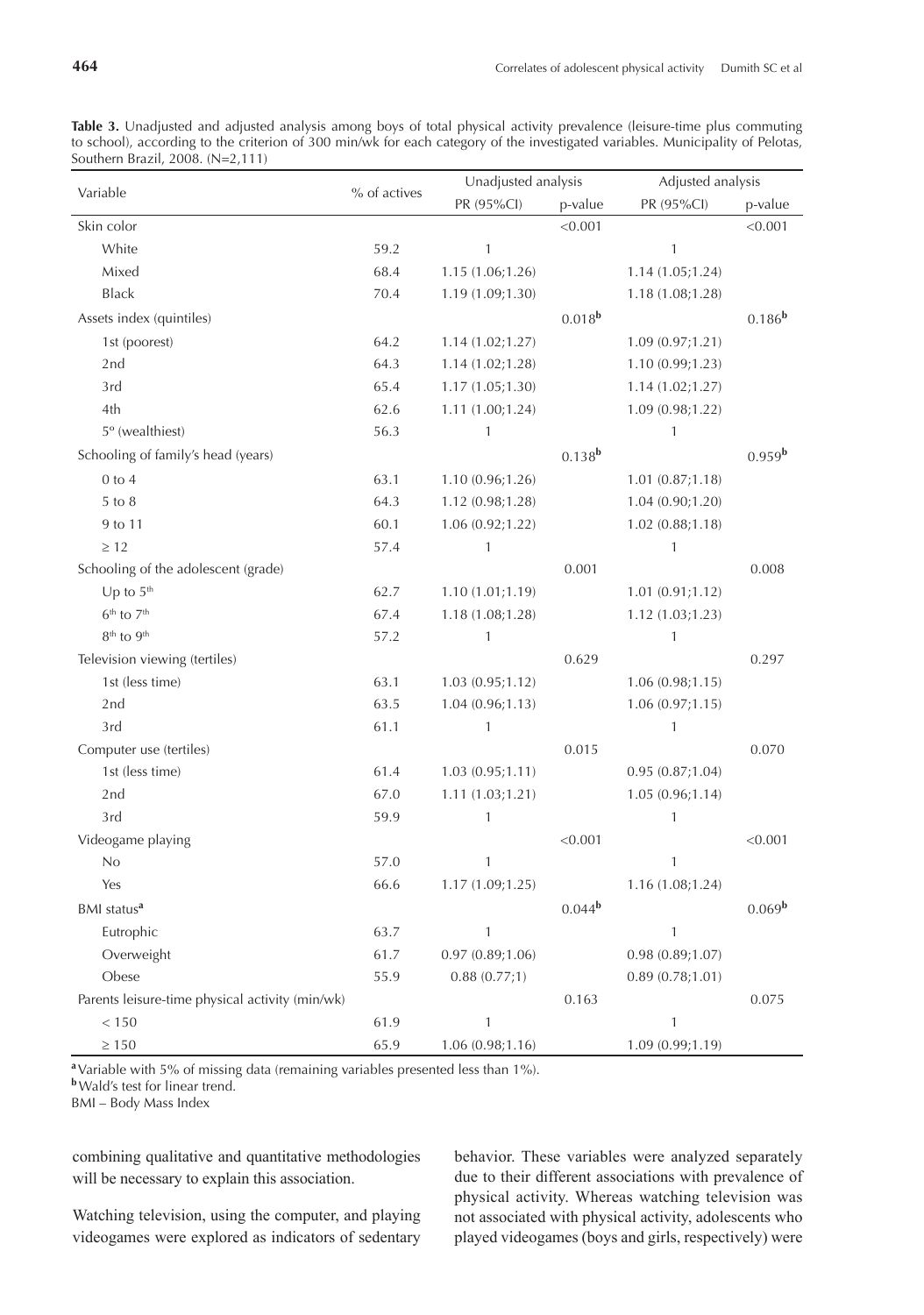**Table 3.** Unadjusted and adjusted analysis among boys of total physical activity prevalence (leisure-time plus commuting to school), according to the criterion of 300 min/wk for each category of the investigated variables. Municipality of Pelotas, Southern Brazil, 2008. (N=2,111)

| Variable | % of actives | Unadjusted analysis | | Adjusted analysis | |
|---|---|---|---|---|---|
| | | PR (95%CI) | p-value | PR (95%CI) | p-value |
| Skin color | | | <0.001 | | <0.001 |
| White | 59.2 | 1 | | 1 | |
| Mixed | 68.4 | 1.15 (1.06;1.26) | | 1.14 (1.05;1.24) | |
| Black | 70.4 | 1.19 (1.09;1.30) | | 1.18 (1.08;1.28) | |
| Assets index (quintiles) | | | 0.018[b] | | 0.186[b] |
| 1st (poorest) | 64.2 | 1.14 (1.02;1.27) | | 1.09 (0.97;1.21) | |
| 2nd | 64.3 | 1.14 (1.02;1.28) | | 1.10 (0.99;1.23) | |
| 3rd | 65.4 | 1.17 (1.05;1.30) | | 1.14 (1.02;1.27) | |
| 4th | 62.6 | 1.11 (1.00;1.24) | | 1.09 (0.98;1.22) | |
| 5º (wealthiest) | 56.3 | 1 | | 1 | |
| Schooling of family's head (years) | | | 0.138[b] | | 0.959[b] |
| 0 to 4 | 63.1 | 1.10 (0.96;1.26) | | 1.01 (0.87;1.18) | |
| 5 to 8 | 64.3 | 1.12 (0.98;1.28) | | 1.04 (0.90;1.20) | |
| 9 to 11 | 60.1 | 1.06 (0.92;1.22) | | 1.02 (0.88;1.18) | |
| ≥ 12 | 57.4 | 1 | | 1 | |
| Schooling of the adolescent (grade) | | | 0.001 | | 0.008 |
| Up to 5th | 62.7 | 1.10 (1.01;1.19) | | 1.01 (0.91;1.12) | |
| 6th to 7th | 67.4 | 1.18 (1.08;1.28) | | 1.12 (1.03;1.23) | |
| 8th to 9th | 57.2 | 1 | | 1 | |
| Television viewing (tertiles) | | | 0.629 | | 0.297 |
| 1st (less time) | 63.1 | 1.03 (0.95;1.12) | | 1.06 (0.98;1.15) | |
| 2nd | 63.5 | 1.04 (0.96;1.13) | | 1.06 (0.97;1.15) | |
| 3rd | 61.1 | 1 | | 1 | |
| Computer use (tertiles) | | | 0.015 | | 0.070 |
| 1st (less time) | 61.4 | 1.03 (0.95;1.11) | | 0.95 (0.87;1.04) | |
| 2nd | 67.0 | 1.11 (1.03;1.21) | | 1.05 (0.96;1.14) | |
| 3rd | 59.9 | 1 | | 1 | |
| Videogame playing | | | <0.001 | | <0.001 |
| No | 57.0 | 1 | | 1 | |
| Yes | 66.6 | 1.17 (1.09;1.25) | | 1.16 (1.08;1.24) | |
| BMI status[a] | | | 0.044[b] | | 0.069[b] |
| Eutrophic | 63.7 | 1 | | 1 | |
| Overweight | 61.7 | 0.97 (0.89;1.06) | | 0.98 (0.89;1.07) | |
| Obese | 55.9 | 0.88 (0.77;1) | | 0.89 (0.78;1.01) | |
| Parents leisure-time physical activity (min/wk) | | | 0.163 | | 0.075 |
| < 150 | 61.9 | 1 | | 1 | |
| ≥ 150 | 65.9 | 1.06 (0.98;1.16) | | 1.09 (0.99;1.19) | |

[a] Variable with 5% of missing data (remaining variables presented less than 1%).
[b] Wald's test for linear trend.
BMI – Body Mass Index

combining qualitative and quantitative methodologies will be necessary to explain this association.

Watching television, using the computer, and playing videogames were explored as indicators of sedentary behavior. These variables were analyzed separately due to their different associations with prevalence of physical activity. Whereas watching television was not associated with physical activity, adolescents who played videogames (boys and girls, respectively) were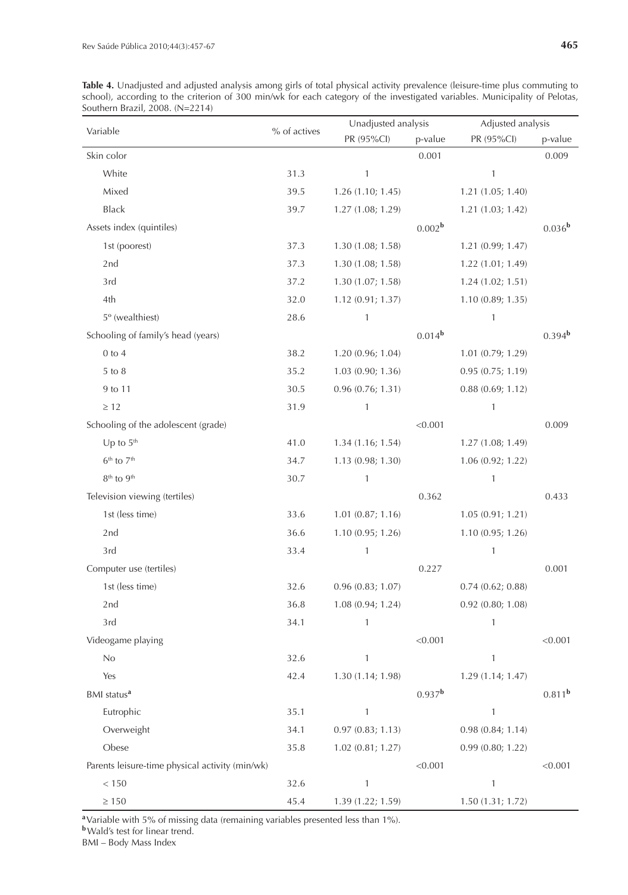**Table 4.** Unadjusted and adjusted analysis among girls of total physical activity prevalence (leisure-time plus commuting to school), according to the criterion of 300 min/wk for each category of the investigated variables. Municipality of Pelotas, Southern Brazil, 2008. (N=2214)

| Variable | % of actives | Unadjusted analysis | | Adjusted analysis | |
|---|---|---|---|---|---|
| | | PR (95%CI) | p-value | PR (95%CI) | p-value |
| Skin color | | | 0.001 | | 0.009 |
| White | 31.3 | 1 | | 1 | |
| Mixed | 39.5 | 1.26 (1.10; 1.45) | | 1.21 (1.05; 1.40) | |
| Black | 39.7 | 1.27 (1.08; 1.29) | | 1.21 (1.03; 1.42) | |
| Assets index (quintiles) | | | 0.002[b] | | 0.036[b] |
| 1st (poorest) | 37.3 | 1.30 (1.08; 1.58) | | 1.21 (0.99; 1.47) | |
| 2nd | 37.3 | 1.30 (1.08; 1.58) | | 1.22 (1.01; 1.49) | |
| 3rd | 37.2 | 1.30 (1.07; 1.58) | | 1.24 (1.02; 1.51) | |
| 4th | 32.0 | 1.12 (0.91; 1.37) | | 1.10 (0.89; 1.35) | |
| 5º (wealthiest) | 28.6 | 1 | | 1 | |
| Schooling of family's head (years) | | | 0.014[b] | | 0.394[b] |
| 0 to 4 | 38.2 | 1.20 (0.96; 1.04) | | 1.01 (0.79; 1.29) | |
| 5 to 8 | 35.2 | 1.03 (0.90; 1.36) | | 0.95 (0.75; 1.19) | |
| 9 to 11 | 30.5 | 0.96 (0.76; 1.31) | | 0.88 (0.69; 1.12) | |
| ≥ 12 | 31.9 | 1 | | 1 | |
| Schooling of the adolescent (grade) | | | <0.001 | | 0.009 |
| Up to 5th | 41.0 | 1.34 (1.16; 1.54) | | 1.27 (1.08; 1.49) | |
| 6th to 7th | 34.7 | 1.13 (0.98; 1.30) | | 1.06 (0.92; 1.22) | |
| 8th to 9th | 30.7 | 1 | | 1 | |
| Television viewing (tertiles) | | | 0.362 | | 0.433 |
| 1st (less time) | 33.6 | 1.01 (0.87; 1.16) | | 1.05 (0.91; 1.21) | |
| 2nd | 36.6 | 1.10 (0.95; 1.26) | | 1.10 (0.95; 1.26) | |
| 3rd | 33.4 | 1 | | 1 | |
| Computer use (tertiles) | | | 0.227 | | 0.001 |
| 1st (less time) | 32.6 | 0.96 (0.83; 1.07) | | 0.74 (0.62; 0.88) | |
| 2nd | 36.8 | 1.08 (0.94; 1.24) | | 0.92 (0.80; 1.08) | |
| 3rd | 34.1 | 1 | | 1 | |
| Videogame playing | | | <0.001 | | <0.001 |
| No | 32.6 | 1 | | 1 | |
| Yes | 42.4 | 1.30 (1.14; 1.98) | | 1.29 (1.14; 1.47) | |
| BMI status[a] | | | 0.937[b] | | 0.811[b] |
| Eutrophic | 35.1 | 1 | | 1 | |
| Overweight | 34.1 | 0.97 (0.83; 1.13) | | 0.98 (0.84; 1.14) | |
| Obese | 35.8 | 1.02 (0.81; 1.27) | | 0.99 (0.80; 1.22) | |
| Parents leisure-time physical activity (min/wk) | | | <0.001 | | <0.001 |
| < 150 | 32.6 | 1 | | 1 | |
| ≥ 150 | 45.4 | 1.39 (1.22; 1.59) | | 1.50 (1.31; 1.72) | |

[a] Variable with 5% of missing data (remaining variables presented less than 1%).
[b] Wald's test for linear trend.
BMI – Body Mass Index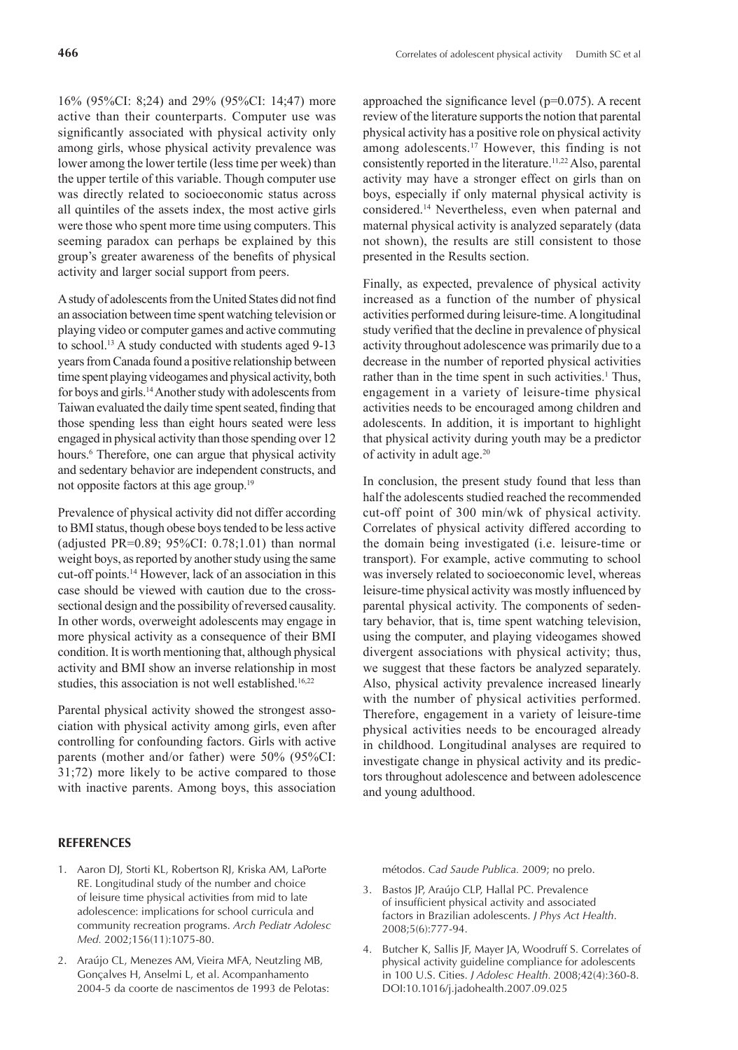16% (95%CI: 8;24) and 29% (95%CI: 14;47) more active than their counterparts. Computer use was significantly associated with physical activity only among girls, whose physical activity prevalence was lower among the lower tertile (less time per week) than the upper tertile of this variable. Though computer use was directly related to socioeconomic status across all quintiles of the assets index, the most active girls were those who spent more time using computers. This seeming paradox can perhaps be explained by this group's greater awareness of the benefits of physical activity and larger social support from peers.

A study of adolescents from the United States did not find an association between time spent watching television or playing video or computer games and active commuting to school.[13] A study conducted with students aged 9-13 years from Canada found a positive relationship between time spent playing videogames and physical activity, both for boys and girls.[14] Another study with adolescents from Taiwan evaluated the daily time spent seated, finding that those spending less than eight hours seated were less engaged in physical activity than those spending over 12 hours.[6] Therefore, one can argue that physical activity and sedentary behavior are independent constructs, and not opposite factors at this age group.[19]

Prevalence of physical activity did not differ according to BMI status, though obese boys tended to be less active (adjusted PR=0.89; 95%CI: 0.78;1.01) than normal weight boys, as reported by another study using the same cut-off points.[14] However, lack of an association in this case should be viewed with caution due to the cross-sectional design and the possibility of reversed causality. In other words, overweight adolescents may engage in more physical activity as a consequence of their BMI condition. It is worth mentioning that, although physical activity and BMI show an inverse relationship in most studies, this association is not well established.[16,22]

Parental physical activity showed the strongest association with physical activity among girls, even after controlling for confounding factors. Girls with active parents (mother and/or father) were 50% (95%CI: 31;72) more likely to be active compared to those with inactive parents. Among boys, this association approached the significance level (p=0.075). A recent review of the literature supports the notion that parental physical activity has a positive role on physical activity among adolescents.[17] However, this finding is not consistently reported in the literature.[11,22] Also, parental activity may have a stronger effect on girls than on boys, especially if only maternal physical activity is considered.[14] Nevertheless, even when paternal and maternal physical activity is analyzed separately (data not shown), the results are still consistent to those presented in the Results section.

Finally, as expected, prevalence of physical activity increased as a function of the number of physical activities performed during leisure-time. A longitudinal study verified that the decline in prevalence of physical activity throughout adolescence was primarily due to a decrease in the number of reported physical activities rather than in the time spent in such activities.[1] Thus, engagement in a variety of leisure-time physical activities needs to be encouraged among children and adolescents. In addition, it is important to highlight that physical activity during youth may be a predictor of activity in adult age.[20]

In conclusion, the present study found that less than half the adolescents studied reached the recommended cut-off point of 300 min/wk of physical activity. Correlates of physical activity differed according to the domain being investigated (i.e. leisure-time or transport). For example, active commuting to school was inversely related to socioeconomic level, whereas leisure-time physical activity was mostly influenced by parental physical activity. The components of sedentary behavior, that is, time spent watching television, using the computer, and playing videogames showed divergent associations with physical activity; thus, we suggest that these factors be analyzed separately. Also, physical activity prevalence increased linearly with the number of physical activities performed. Therefore, engagement in a variety of leisure-time physical activities needs to be encouraged already in childhood. Longitudinal analyses are required to investigate change in physical activity and its predictors throughout adolescence and between adolescence and young adulthood.

## REFERENCES

1. Aaron DJ, Storti KL, Robertson RJ, Kriska AM, LaPorte RE. Longitudinal study of the number and choice of leisure time physical activities from mid to late adolescence: implications for school curricula and community recreation programs. *Arch Pediatr Adolesc Med.* 2002;156(11):1075-80.
2. Araújo CL, Menezes AM, Vieira MFA, Neutzling MB, Gonçalves H, Anselmi L, et al. Acompanhamento 2004-5 da coorte de nascimentos de 1993 de Pelotas: métodos. *Cad Saude Publica.* 2009; no prelo.
3. Bastos JP, Araújo CLP, Hallal PC. Prevalence of insufficient physical activity and associated factors in Brazilian adolescents. *J Phys Act Health*. 2008;5(6):777-94.
4. Butcher K, Sallis JF, Mayer JA, Woodruff S. Correlates of physical activity guideline compliance for adolescents in 100 U.S. Cities. *J Adolesc Health.* 2008;42(4):360-8. DOI:10.1016/j.jadohealth.2007.09.025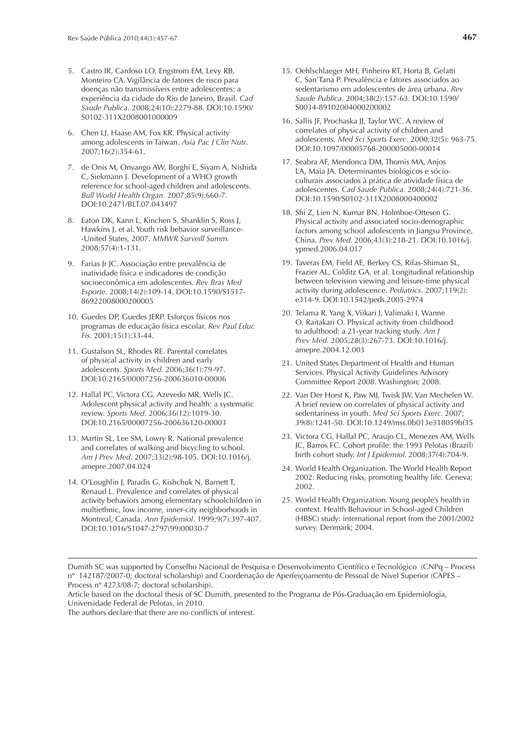5. Castro IR, Cardoso LO, Engstrom EM, Levy RB, Monteiro CA. Vigilância de fatores de risco para doenças não transmissíveis entre adolescentes: a experiência da cidade do Rio de Janeiro, Brasil. *Cad Saude Publica*. 2008;24(10):2279-88. DOI:10.1590/S0102-311X2008001000009

6. Chen LJ, Haase AM, Fox KR. Physical activity among adolescents in Taiwan. *Asia Pac J Clin Nutr*. 2007;16(2):354-61.

7. de Onis M, Onyango AW, Borghi E, Siyam A, Nishida C, Siekmann J. Development of a WHO growth reference for school-aged children and adolescents. *Bull World Health Organ.* 2007;85(9):660-7. DOI:10.2471/BLT.07.043497

8. Eaton DK, Kann L, Kinchen S, Shanklin S, Ross J, Hawkins J, et al. Youth risk behavior surveillance--United States, 2007. *MMWR Surveill Summ.* 2008;57(4):1-131.

9. Farias Jr JC. Associação entre prevalência de inatividade física e indicadores de condição socioeconômica em adolescentes. *Rev Bras Med Esporte.* 2008;14(2):109-14. DOI:10.1590/S1517-86922008000200005

10. Guedes DP, Guedes JERP. Esforços físicos nos programas de educação física escolar. *Rev Paul Educ Fis.* 2001;15(1):33-44.

11. Gustafson SL, Rhodes RE. Parental correlates of physical activity in children and early adolescents. *Sports Med.* 2006;36(1):79-97. DOI:10.2165/00007256-200636010-00006

12. Hallal PC, Victora CG, Azevedo MR, Wells JC. Adolescent physical activity and health: a systematic review. *Sports Med*. 2006;36(12):1019-30. DOI:10.2165/00007256-200636120-00003

13. Martin SL, Lee SM, Lowry R. National prevalence and correlates of walking and bicycling to school. *Am J Prev Med*. 2007;33(2):98-105. DOI:10.1016/j.amepre.2007.04.024

14. O'Loughlin J, Paradis G, Kishchuk N, Barnett T, Renaud L. Prevalence and correlates of physical activity behaviors among elementary schoolchildren in multiethnic, low income, inner-city neighborhoods in Montreal, Canada. *Ann Epidemiol*. 1999;9(7):397-407. DOI:10.1016/S1047-2797(99)00030-7

15. Oehlschlaeger MH, Pinheiro RT, Horta B, Gelatti C, San'Tana P. Prevalência e fatores associados ao sedentarismo em adolescentes de área urbana. *Rev Saude Publica*. 2004;38(2):157-63. DOI:10.1590/S0034-89102004000200002

16. Sallis JF, Prochaska JJ, Taylor WC. A review of correlates of physical activity of children and adolescents. *Med Sci Sports Exerc.* 2000;32(5): 963-75. DOI:10.1097/00005768-200005000-00014

17. Seabra AF, Mendonca DM, Thomis MA, Anjos LA, Maia JA. Determinantes biológicos e sócio-culturais associados à prática de atividade física de adolescentes. *Cad Saude Publica.* 2008;24(4):721-36. DOI:10.1590/S0102-311X2008000400002

18. Shi Z, Lien N, Kumar BN, Holmboe-Ottesen G. Physical activity and associated socio-demographic factors among school adolescents in Jiangsu Province, China. *Prev Med.* 2006;43(3):218-21. DOI:10.1016/j.ypmed.2006.04.017

19. Taveras EM, Field AE, Berkey CS, Rifas-Shiman SL, Frazier AL, Colditz GA, et al. Longitudinal relationship between television viewing and leisure-time physical activity during adolescence. *Pediatrics*. 2007;119(2): e314-9. DOI:10.1542/peds.2005-2974

20. Telama R, Yang X, Viikari J, Valimaki I, Wanne O, Raitakari O. Physical activity from childhood to adulthood: a 21-year tracking study. *Am J Prev Med.* 2005;28(3):267-73. DOI:10.1016/j.amepre.2004.12.003

21. United States Department of Health and Human Services. Physical Activity Guidelines Advisory Committee Report 2008. Washington; 2008.

22. Van Der Horst K, Paw MJ, Twisk JW, Van Mechelen W. A brief review on correlates of physical activity and sedentariness in youth. *Med Sci Sports Exerc.* 2007; 39(8):1241-50. DOI:10.1249/mss.0b013e318059bf35

23. Victora CG, Hallal PC, Araujo CL, Menezes AM, Wells JC, Barros FC. Cohort profile: the 1993 Pelotas (Brazil) birth cohort study. *Int J Epidemiol.* 2008;37(4):704-9.

24. World Health Organization. The World Health Report 2002: Reducing risks, promoting healthy life. Geneva; 2002.

25. World Health Organization. Young people's health in context. Health Behaviour in School-aged Children (HBSC) study: international report from the 2001/2002 survey. Denmark; 2004.

---

Dumith SC was supported by Conselho Nacional de Pesquisa e Desenvolvimento Científico e Tecnológico (CNPq – Process nº 142187/2007-0; doctoral scholarship) and Coordenação de Aperfeiçoamento de Pessoal de Nível Superior (CAPES – Process nº 4273/08-7; doctoral scholarship).

Article based on the doctoral thesis of SC Dumith, presented to the Programa de Pós-Graduação em Epidemiologia, Universidade Federal de Pelotas, in 2010.

The authors declare that there are no conflicts of interest.